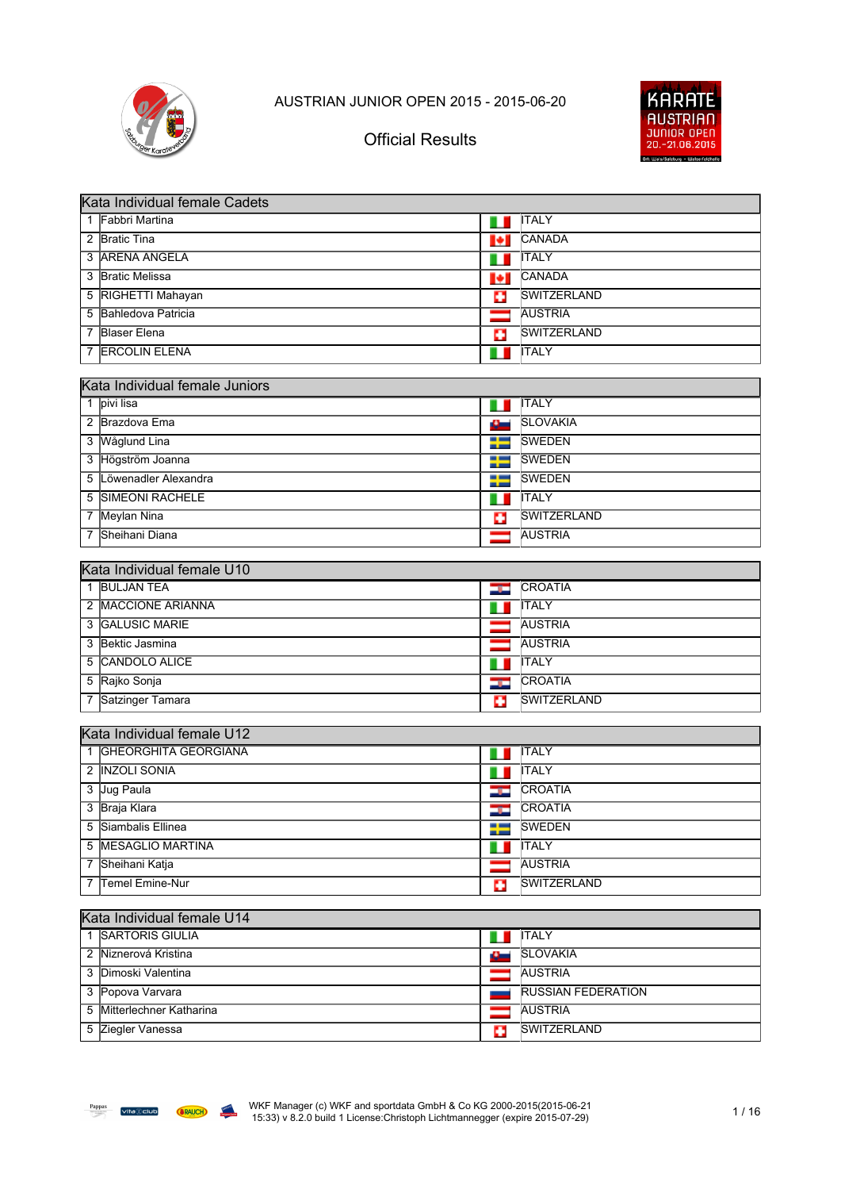# AUSTRIAN JUNIOR OPEN 2015 - 2015-06-20

## Official Results

| Kata Individual female Cadets | | |
|---|---|---|
| 1 | Fabbri Martina | ITALY |
| 2 | Bratic Tina | CANADA |
| 3 | ARENA ANGELA | ITALY |
| 3 | Bratic Melissa | CANADA |
| 5 | RIGHETTI Mahayan | SWITZERLAND |
| 5 | Bahledova Patricia | AUSTRIA |
| 7 | Blaser Elena | SWITZERLAND |
| 7 | ERCOLIN ELENA | ITALY |

| Kata Individual female Juniors | | |
|---|---|---|
| 1 | pivi lisa | ITALY |
| 2 | Brazdova Ema | SLOVAKIA |
| 3 | Wåglund Lina | SWEDEN |
| 3 | Högström Joanna | SWEDEN |
| 5 | Löwenadler Alexandra | SWEDEN |
| 5 | SIMEONI RACHELE | ITALY |
| 7 | Meylan Nina | SWITZERLAND |
| 7 | Sheihani Diana | AUSTRIA |

| Kata Individual female U10 | | |
|---|---|---|
| 1 | BULJAN TEA | CROATIA |
| 2 | MACCIONE ARIANNA | ITALY |
| 3 | GALUSIC MARIE | AUSTRIA |
| 3 | Bektic Jasmina | AUSTRIA |
| 5 | CANDOLO ALICE | ITALY |
| 5 | Rajko Sonja | CROATIA |
| 7 | Satzinger Tamara | SWITZERLAND |

| Kata Individual female U12 | | |
|---|---|---|
| 1 | GHEORGHITA GEORGIANA | ITALY |
| 2 | INZOLI SONIA | ITALY |
| 3 | Jug Paula | CROATIA |
| 3 | Braja Klara | CROATIA |
| 5 | Siambalis Ellinea | SWEDEN |
| 5 | MESAGLIO MARTINA | ITALY |
| 7 | Sheihani Katja | AUSTRIA |
| 7 | Temel Emine-Nur | SWITZERLAND |

| Kata Individual female U14 | | |
|---|---|---|
| 1 | SARTORIS GIULIA | ITALY |
| 2 | Niznerová Kristina | SLOVAKIA |
| 3 | Dimoski Valentina | AUSTRIA |
| 3 | Popova Varvara | RUSSIAN FEDERATION |
| 5 | Mitterlechner Katharina | AUSTRIA |
| 5 | Ziegler Vanessa | SWITZERLAND |

WKF Manager (c) WKF and sportdata GmbH & Co KG 2000-2015(2015-06-21 15:33) v 8.2.0 build 1 License:Christoph Lichtmannegger (expire 2015-07-29)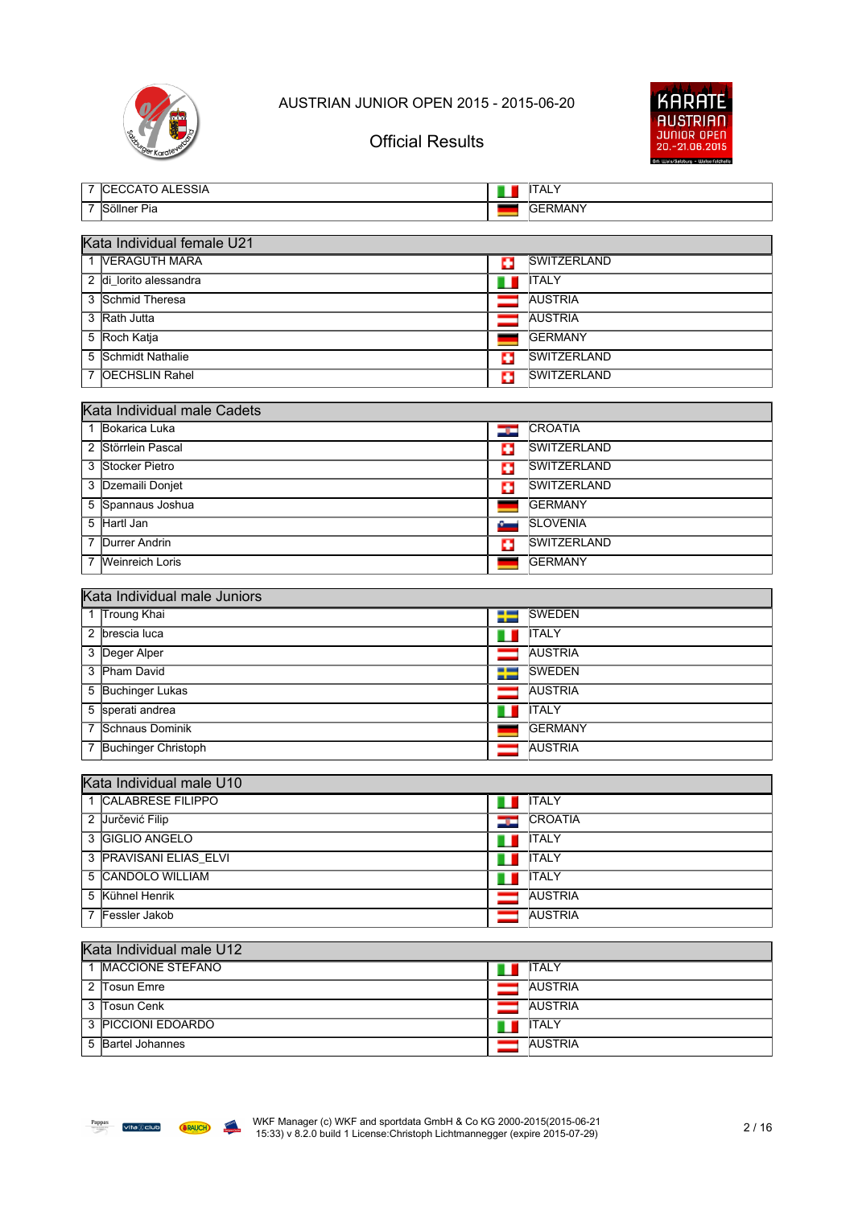AUSTRIAN JUNIOR OPEN 2015 - 2015-06-20

Official Results

| | | |
|---|---|---|
| 7 | CECCATO ALESSIA | ITALY |
| 7 | Söllner Pia | GERMANY |

## Kata Individual female U21

| | | |
|---|---|---|
| 1 | VERAGUTH MARA | SWITZERLAND |
| 2 | di_lorito alessandra | ITALY |
| 3 | Schmid Theresa | AUSTRIA |
| 3 | Rath Jutta | AUSTRIA |
| 5 | Roch Katja | GERMANY |
| 5 | Schmidt Nathalie | SWITZERLAND |
| 7 | OECHSLIN Rahel | SWITZERLAND |

## Kata Individual male Cadets

| | | |
|---|---|---|
| 1 | Bokarica Luka | CROATIA |
| 2 | Störrlein Pascal | SWITZERLAND |
| 3 | Stocker Pietro | SWITZERLAND |
| 3 | Dzemaili Donjet | SWITZERLAND |
| 5 | Spannaus Joshua | GERMANY |
| 5 | Hartl Jan | SLOVENIA |
| 7 | Durrer Andrin | SWITZERLAND |
| 7 | Weinreich Loris | GERMANY |

## Kata Individual male Juniors

| | | |
|---|---|---|
| 1 | Troung Khai | SWEDEN |
| 2 | brescia luca | ITALY |
| 3 | Deger Alper | AUSTRIA |
| 3 | Pham David | SWEDEN |
| 5 | Buchinger Lukas | AUSTRIA |
| 5 | sperati andrea | ITALY |
| 7 | Schnaus Dominik | GERMANY |
| 7 | Buchinger Christoph | AUSTRIA |

## Kata Individual male U10

| | | |
|---|---|---|
| 1 | CALABRESE FILIPPO | ITALY |
| 2 | Jurčević Filip | CROATIA |
| 3 | GIGLIO ANGELO | ITALY |
| 3 | PRAVISANI ELIAS_ELVI | ITALY |
| 5 | CANDOLO WILLIAM | ITALY |
| 5 | Kühnel Henrik | AUSTRIA |
| 7 | Fessler Jakob | AUSTRIA |

## Kata Individual male U12

| | | |
|---|---|---|
| 1 | MACCIONE STEFANO | ITALY |
| 2 | Tosun Emre | AUSTRIA |
| 3 | Tosun Cenk | AUSTRIA |
| 3 | PICCIONI EDOARDO | ITALY |
| 5 | Bartel Johannes | AUSTRIA |

WKF Manager (c) WKF and sportdata GmbH & Co KG 2000-2015(2015-06-21 15:33) v 8.2.0 build 1 License:Christoph Lichtmannegger (expire 2015-07-29)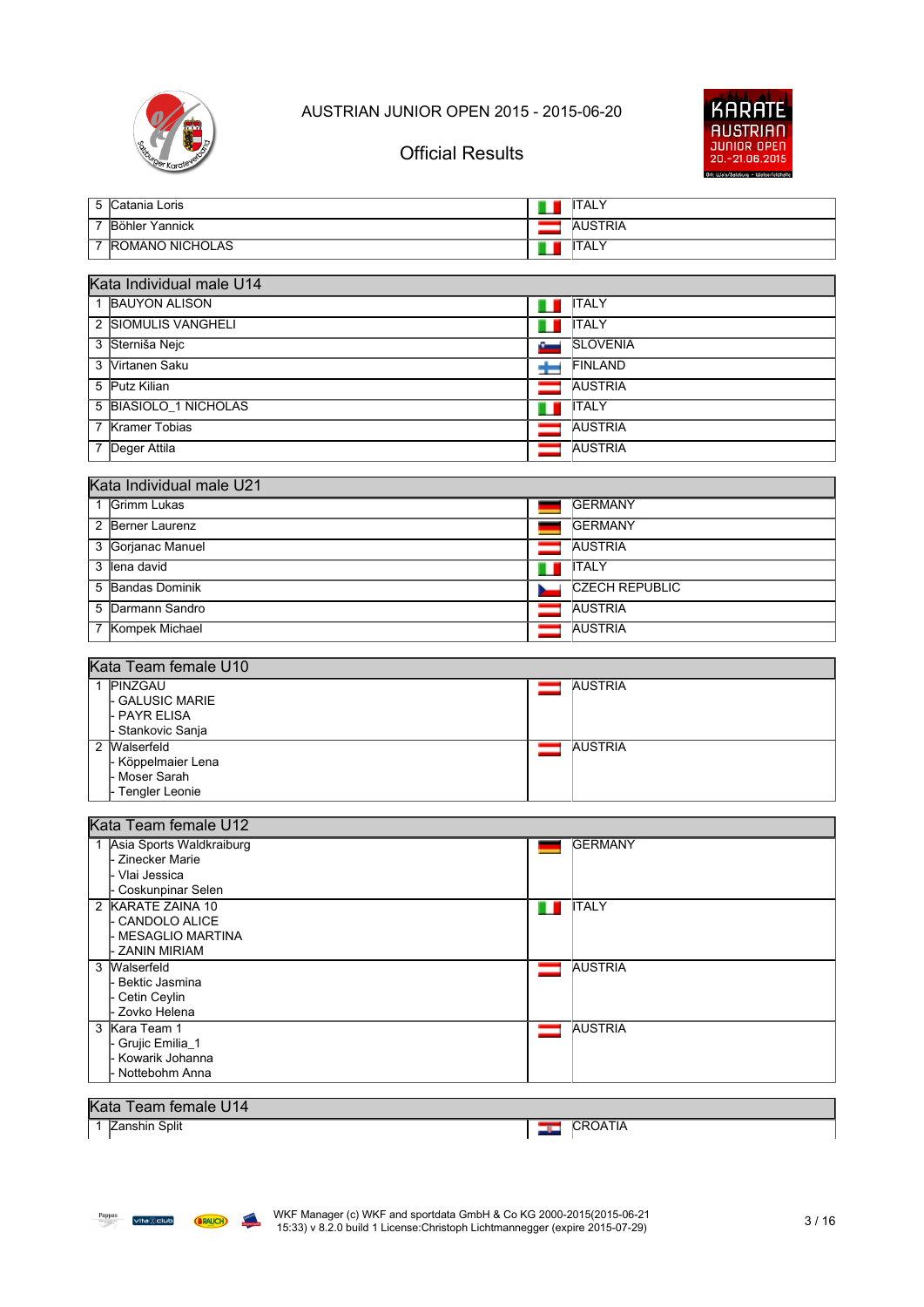| | | |
|---|---|---|
| 5 | Catania Loris | ITALY |
| 7 | Böhler Yannick | AUSTRIA |
| 7 | ROMANO NICHOLAS | ITALY |

## Kata Individual male U14

| | | |
|---|---|---|
| 1 | BAUYON ALISON | ITALY |
| 2 | SIOMULIS VANGHELI | ITALY |
| 3 | Sterniša Nejc | SLOVENIA |
| 3 | Virtanen Saku | FINLAND |
| 5 | Putz Kilian | AUSTRIA |
| 5 | BIASIOLO_1 NICHOLAS | ITALY |
| 7 | Kramer Tobias | AUSTRIA |
| 7 | Deger Attila | AUSTRIA |

## Kata Individual male U21

| | | |
|---|---|---|
| 1 | Grimm Lukas | GERMANY |
| 2 | Berner Laurenz | GERMANY |
| 3 | Gorjanac Manuel | AUSTRIA |
| 3 | Iena david | ITALY |
| 5 | Bandas Dominik | CZECH REPUBLIC |
| 5 | Darmann Sandro | AUSTRIA |
| 7 | Kompek Michael | AUSTRIA |

## Kata Team female U10

| | | |
|---|---|---|
| 1 | PINZGAU<br>- GALUSIC MARIE<br>- PAYR ELISA<br>- Stankovic Sanja | AUSTRIA |
| 2 | Walserfeld<br>- Köppelmaier Lena<br>- Moser Sarah<br>- Tengler Leonie | AUSTRIA |

## Kata Team female U12

| | | |
|---|---|---|
| 1 | Asia Sports Waldkraiburg<br>- Zinecker Marie<br>- Vlai Jessica<br>- Coskunpinar Selen | GERMANY |
| 2 | KARATE ZAINA 10<br>- CANDOLO ALICE<br>- MESAGLIO MARTINA<br>- ZANIN MIRIAM | ITALY |
| 3 | Walserfeld<br>- Bektic Jasmina<br>- Cetin Ceylin<br>- Zovko Helena | AUSTRIA |
| 3 | Kara Team 1<br>- Grujic Emilia_1<br>- Kowarik Johanna<br>- Nottebohm Anna | AUSTRIA |

## Kata Team female U14

| | | |
|---|---|---|
| 1 | Zanshin Split | CROATIA |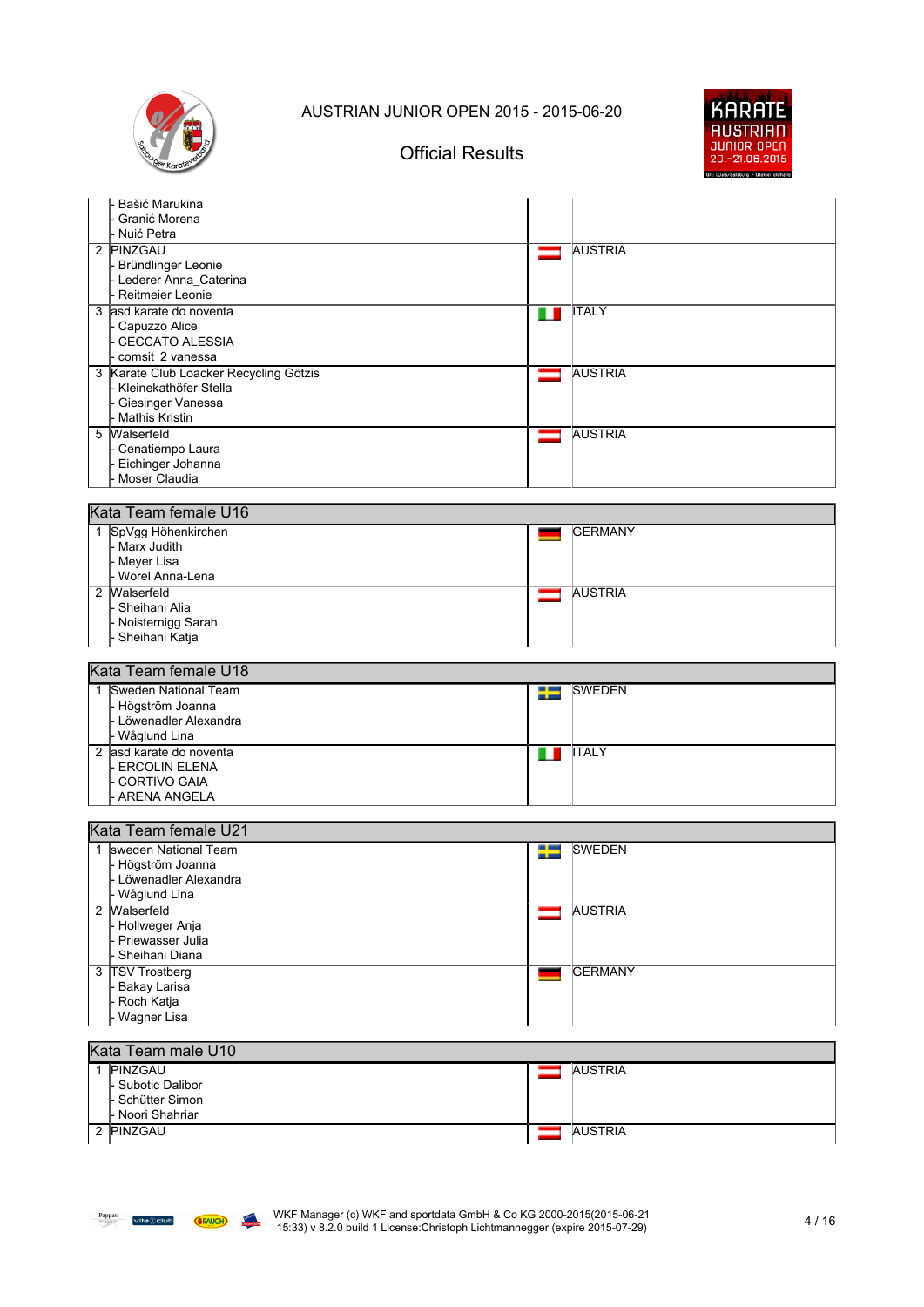| | | |
|---|---|---|
| | - Bašić Marukina<br>- Granić Morena<br>- Nuić Petra | |
| 2 | PINZGAU<br>- Bründlinger Leonie<br>- Lederer Anna_Caterina<br>- Reitmeier Leonie | AUSTRIA |
| 3 | asd karate do noventa<br>- Capuzzo Alice<br>- CECCATO ALESSIA<br>- comsit_2 vanessa | ITALY |
| 3 | Karate Club Loacker Recycling Götzis<br>- Kleinekathöfer Stella<br>- Giesinger Vanessa<br>- Mathis Kristin | AUSTRIA |
| 5 | Walserfeld<br>- Cenatiempo Laura<br>- Eichinger Johanna<br>- Moser Claudia | AUSTRIA |

## Kata Team female U16

| | | |
|---|---|---|
| 1 | SpVgg Höhenkirchen<br>- Marx Judith<br>- Meyer Lisa<br>- Worel Anna-Lena | GERMANY |
| 2 | Walserfeld<br>- Sheihani Alia<br>- Noisternigg Sarah<br>- Sheihani Katja | AUSTRIA |

## Kata Team female U18

| | | |
|---|---|---|
| 1 | Sweden National Team<br>- Högström Joanna<br>- Löwenadler Alexandra<br>- Wåglund Lina | SWEDEN |
| 2 | asd karate do noventa<br>- ERCOLIN ELENA<br>- CORTIVO GAIA<br>- ARENA ANGELA | ITALY |

## Kata Team female U21

| | | |
|---|---|---|
| 1 | sweden National Team<br>- Högström Joanna<br>- Löwenadler Alexandra<br>- Wåglund Lina | SWEDEN |
| 2 | Walserfeld<br>- Hollweger Anja<br>- Priewasser Julia<br>- Sheihani Diana | AUSTRIA |
| 3 | TSV Trostberg<br>- Bakay Larisa<br>- Roch Katja<br>- Wagner Lisa | GERMANY |

## Kata Team male U10

| | | |
|---|---|---|
| 1 | PINZGAU<br>- Subotic Dalibor<br>- Schütter Simon<br>- Noori Shahriar | AUSTRIA |
| 2 | PINZGAU | AUSTRIA |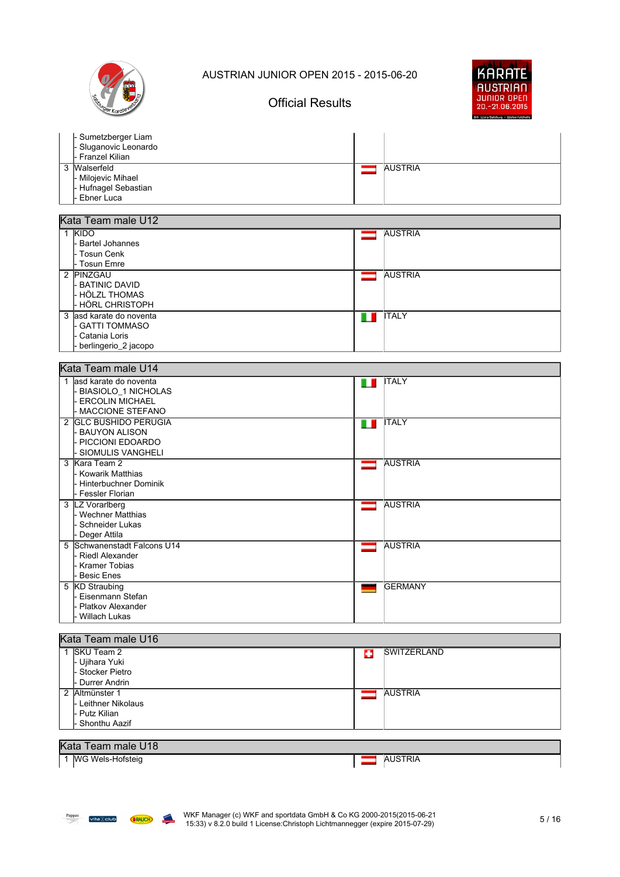AUSTRIAN JUNIOR OPEN 2015 - 2015-06-20

Official Results

| | | |
|---|---|---|
| | - Sumetzberger Liam<br>- Sluganovic Leonardo<br>- Franzel Kilian | |
| 3 | Walserfeld<br>- Milojevic Mihael<br>- Hufnagel Sebastian<br>- Ebner Luca | AUSTRIA |

## Kata Team male U12

| | | |
|---|---|---|
| 1 | KIDO<br>- Bartel Johannes<br>- Tosun Cenk<br>- Tosun Emre | AUSTRIA |
| 2 | PINZGAU<br>- BATINIC DAVID<br>- HÖLZL THOMAS<br>- HÖRL CHRISTOPH | AUSTRIA |
| 3 | asd karate do noventa<br>- GATTI TOMMASO<br>- Catania Loris<br>- berlingerio_2 jacopo | ITALY |

## Kata Team male U14

| | | |
|---|---|---|
| 1 | asd karate do noventa<br>- BIASIOLO_1 NICHOLAS<br>- ERCOLIN MICHAEL<br>- MACCIONE STEFANO | ITALY |
| 2 | GLC BUSHIDO PERUGIA<br>- BAUYON ALISON<br>- PICCIONI EDOARDO<br>- SIOMULIS VANGHELI | ITALY |
| 3 | Kara Team 2<br>- Kowarik Matthias<br>- Hinterbuchner Dominik<br>- Fessler Florian | AUSTRIA |
| 3 | LZ Vorarlberg<br>- Wechner Matthias<br>- Schneider Lukas<br>- Deger Attila | AUSTRIA |
| 5 | Schwanenstadt Falcons U14<br>- Riedl Alexander<br>- Kramer Tobias<br>- Besic Enes | AUSTRIA |
| 5 | KD Straubing<br>- Eisenmann Stefan<br>- Platkov Alexander<br>- Willach Lukas | GERMANY |

## Kata Team male U16

| | | |
|---|---|---|
| 1 | SKU Team 2<br>- Ujihara Yuki<br>- Stocker Pietro<br>- Durrer Andrin | SWITZERLAND |
| 2 | Altmünster 1<br>- Leithner Nikolaus<br>- Putz Kilian<br>- Shonthu Aazif | AUSTRIA |

## Kata Team male U18

| | | |
|---|---|---|
| 1 | WG Wels-Hofsteig | AUSTRIA |

WKF Manager (c) WKF and sportdata GmbH & Co KG 2000-2015(2015-06-21 15:33) v 8.2.0 build 1 License:Christoph Lichtmannegger (expire 2015-07-29)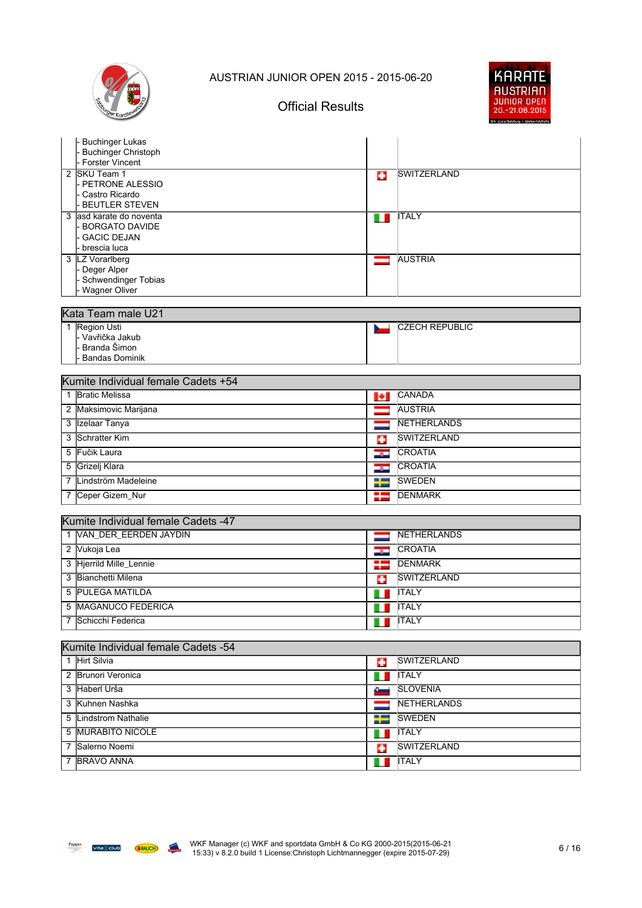AUSTRIAN JUNIOR OPEN 2015 - 2015-06-20

Official Results

| Rank | Name | Country |
|---|---|---|
| | - Buchinger Lukas<br>- Buchinger Christoph<br>- Forster Vincent | |
| 2 | SKU Team 1<br>- PETRONE ALESSIO<br>- Castro Ricardo<br>- BEUTLER STEVEN | SWITZERLAND |
| 3 | asd karate do noventa<br>- BORGATO DAVIDE<br>- GACIC DEJAN<br>- brescia luca | ITALY |
| 3 | LZ Vorarlberg<br>- Deger Alper<br>- Schwendinger Tobias<br>- Wagner Oliver | AUSTRIA |

## Kata Team male U21

| Rank | Name | Country |
|---|---|---|
| 1 | Region Usti<br>- Vavřička Jakub<br>- Branda Šimon<br>- Bandas Dominik | CZECH REPUBLIC |

## Kumite Individual female Cadets +54

| Rank | Name | Country |
|---|---|---|
| 1 | Bratic Melissa | CANADA |
| 2 | Maksimovic Marijana | AUSTRIA |
| 3 | Izelaar Tanya | NETHERLANDS |
| 3 | Schratter Kim | SWITZERLAND |
| 5 | Fučik Laura | CROATIA |
| 5 | Grizelj Klara | CROATIA |
| 7 | Lindström Madeleine | SWEDEN |
| 7 | Ceper Gizem_Nur | DENMARK |

## Kumite Individual female Cadets -47

| Rank | Name | Country |
|---|---|---|
| 1 | VAN_DER_EERDEN JAYDIN | NETHERLANDS |
| 2 | Vukoja Lea | CROATIA |
| 3 | Hjerrild Mille_Lennie | DENMARK |
| 3 | Bianchetti Milena | SWITZERLAND |
| 5 | PULEGA MATILDA | ITALY |
| 5 | MAGANUCO FEDERICA | ITALY |
| 7 | Schicchi Federica | ITALY |

## Kumite Individual female Cadets -54

| Rank | Name | Country |
|---|---|---|
| 1 | Hirt Silvia | SWITZERLAND |
| 2 | Brunori Veronica | ITALY |
| 3 | Haberl Urša | SLOVENIA |
| 3 | Kuhnen Nashka | NETHERLANDS |
| 5 | Lindstrom Nathalie | SWEDEN |
| 5 | MURABITO NICOLE | ITALY |
| 7 | Salerno Noemi | SWITZERLAND |
| 7 | BRAVO ANNA | ITALY |

WKF Manager (c) WKF and sportdata GmbH & Co KG 2000-2015(2015-06-21 15:33) v 8.2.0 build 1 License:Christoph Lichtmannegger (expire 2015-07-29)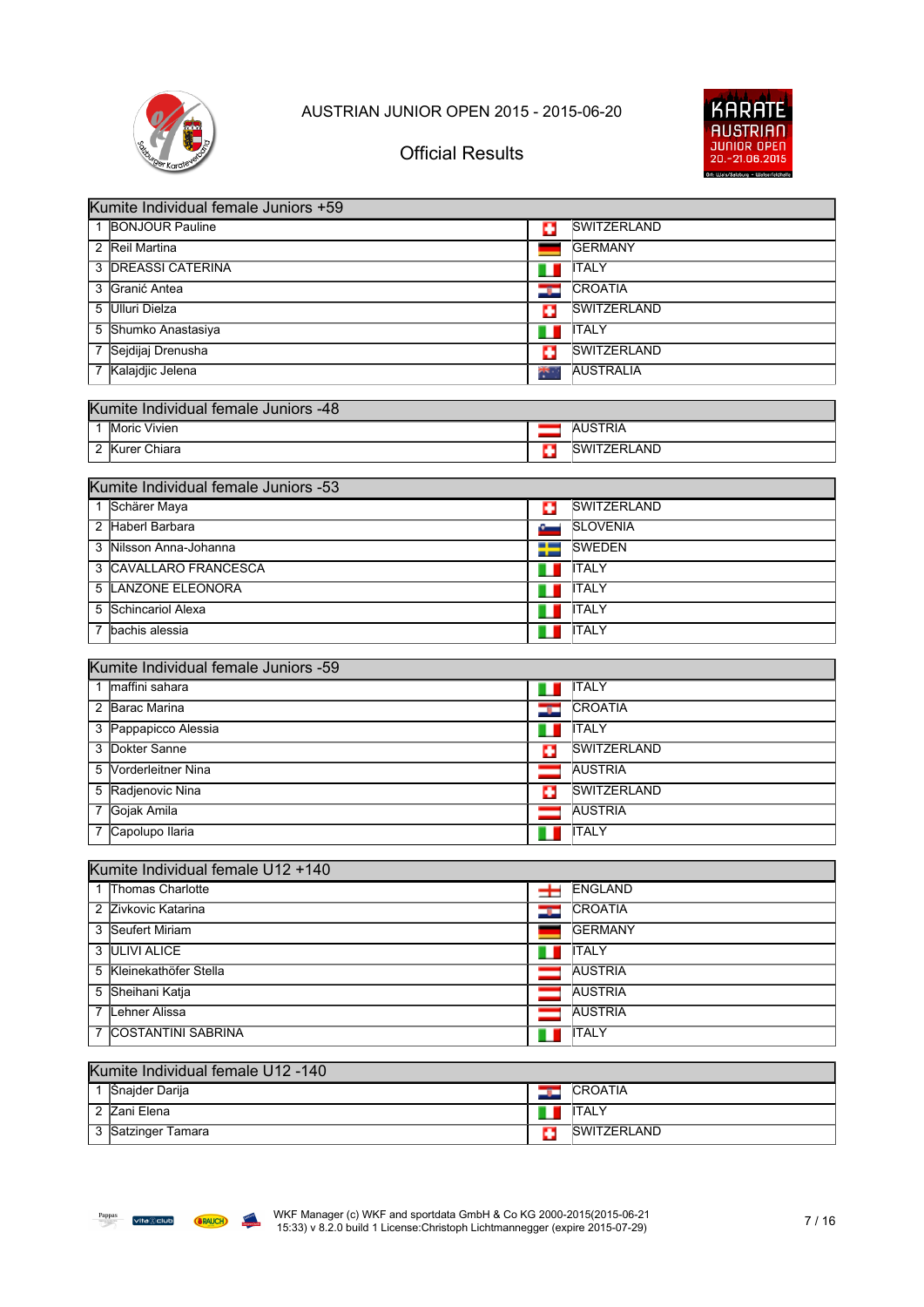AUSTRIAN JUNIOR OPEN 2015 - 2015-06-20

Official Results

| Kumite Individual female Juniors +59 | | |
|---|---|---|
| 1 | BONJOUR Pauline | SWITZERLAND |
| 2 | Reil Martina | GERMANY |
| 3 | DREASSI CATERINA | ITALY |
| 3 | Granić Antea | CROATIA |
| 5 | Ulluri Dielza | SWITZERLAND |
| 5 | Shumko Anastasiya | ITALY |
| 7 | Sejdijaj Drenusha | SWITZERLAND |
| 7 | Kalajdjic Jelena | AUSTRALIA |

| Kumite Individual female Juniors -48 | | |
|---|---|---|
| 1 | Moric Vivien | AUSTRIA |
| 2 | Kurer Chiara | SWITZERLAND |

| Kumite Individual female Juniors -53 | | |
|---|---|---|
| 1 | Schärer Maya | SWITZERLAND |
| 2 | Haberl Barbara | SLOVENIA |
| 3 | Nilsson Anna-Johanna | SWEDEN |
| 3 | CAVALLARO FRANCESCA | ITALY |
| 5 | LANZONE ELEONORA | ITALY |
| 5 | Schincariol Alexa | ITALY |
| 7 | bachis alessia | ITALY |

| Kumite Individual female Juniors -59 | | |
|---|---|---|
| 1 | maffini sahara | ITALY |
| 2 | Barac Marina | CROATIA |
| 3 | Pappapicco Alessia | ITALY |
| 3 | Dokter Sanne | SWITZERLAND |
| 5 | Vorderleitner Nina | AUSTRIA |
| 5 | Radjenovic Nina | SWITZERLAND |
| 7 | Gojak Amila | AUSTRIA |
| 7 | Capolupo Ilaria | ITALY |

| Kumite Individual female U12 +140 | | |
|---|---|---|
| 1 | Thomas Charlotte | ENGLAND |
| 2 | Zivkovic Katarina | CROATIA |
| 3 | Seufert Miriam | GERMANY |
| 3 | ULIVI ALICE | ITALY |
| 5 | Kleinekathöfer Stella | AUSTRIA |
| 5 | Sheihani Katja | AUSTRIA |
| 7 | Lehner Alissa | AUSTRIA |
| 7 | COSTANTINI SABRINA | ITALY |

| Kumite Individual female U12 -140 | | |
|---|---|---|
| 1 | Šnajder Darija | CROATIA |
| 2 | Zani Elena | ITALY |
| 3 | Satzinger Tamara | SWITZERLAND |

WKF Manager (c) WKF and sportdata GmbH & Co KG 2000-2015(2015-06-21 15:33) v 8.2.0 build 1 License:Christoph Lichtmannegger (expire 2015-07-29)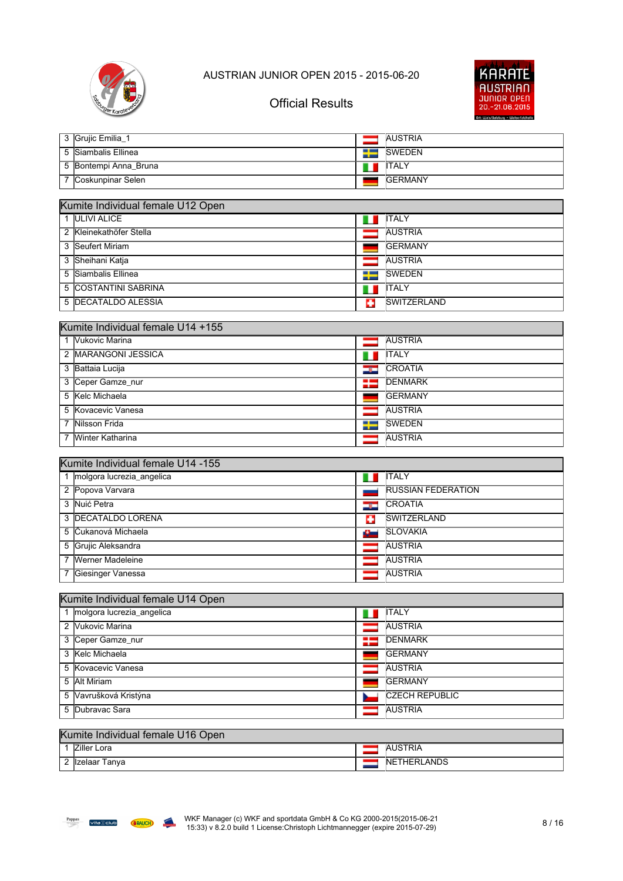AUSTRIAN JUNIOR OPEN 2015 - 2015-06-20

Official Results

| | | |
|---|---|---|
| 3 | Grujic Emilia_1 | AUSTRIA |
| 5 | Siambalis Ellinea | SWEDEN |
| 5 | Bontempi Anna_Bruna | ITALY |
| 7 | Coskunpinar Selen | GERMANY |

## Kumite Individual female U12 Open

| | | |
|---|---|---|
| 1 | ULIVI ALICE | ITALY |
| 2 | Kleinekathöfer Stella | AUSTRIA |
| 3 | Seufert Miriam | GERMANY |
| 3 | Sheihani Katja | AUSTRIA |
| 5 | Siambalis Ellinea | SWEDEN |
| 5 | COSTANTINI SABRINA | ITALY |
| 5 | DECATALDO ALESSIA | SWITZERLAND |

## Kumite Individual female U14 +155

| | | |
|---|---|---|
| 1 | Vukovic Marina | AUSTRIA |
| 2 | MARANGONI JESSICA | ITALY |
| 3 | Battaia Lucija | CROATIA |
| 3 | Ceper Gamze_nur | DENMARK |
| 5 | Kelc Michaela | GERMANY |
| 5 | Kovacevic Vanesa | AUSTRIA |
| 7 | Nilsson Frida | SWEDEN |
| 7 | Winter Katharina | AUSTRIA |

## Kumite Individual female U14 -155

| | | |
|---|---|---|
| 1 | molgora lucrezia_angelica | ITALY |
| 2 | Popova Varvara | RUSSIAN FEDERATION |
| 3 | Nuić Petra | CROATIA |
| 3 | DECATALDO LORENA | SWITZERLAND |
| 5 | Čukanová Michaela | SLOVAKIA |
| 5 | Grujic Aleksandra | AUSTRIA |
| 7 | Werner Madeleine | AUSTRIA |
| 7 | Giesinger Vanessa | AUSTRIA |

## Kumite Individual female U14 Open

| | | |
|---|---|---|
| 1 | molgora lucrezia_angelica | ITALY |
| 2 | Vukovic Marina | AUSTRIA |
| 3 | Ceper Gamze_nur | DENMARK |
| 3 | Kelc Michaela | GERMANY |
| 5 | Kovacevic Vanesa | AUSTRIA |
| 5 | Alt Miriam | GERMANY |
| 5 | Vavrušková Kristýna | CZECH REPUBLIC |
| 5 | Dubravac Sara | AUSTRIA |

## Kumite Individual female U16 Open

| | | |
|---|---|---|
| 1 | Ziller Lora | AUSTRIA |
| 2 | Izelaar Tanya | NETHERLANDS |

WKF Manager (c) WKF and sportdata GmbH & Co KG 2000-2015(2015-06-21 15:33) v 8.2.0 build 1 License:Christoph Lichtmannegger (expire 2015-07-29)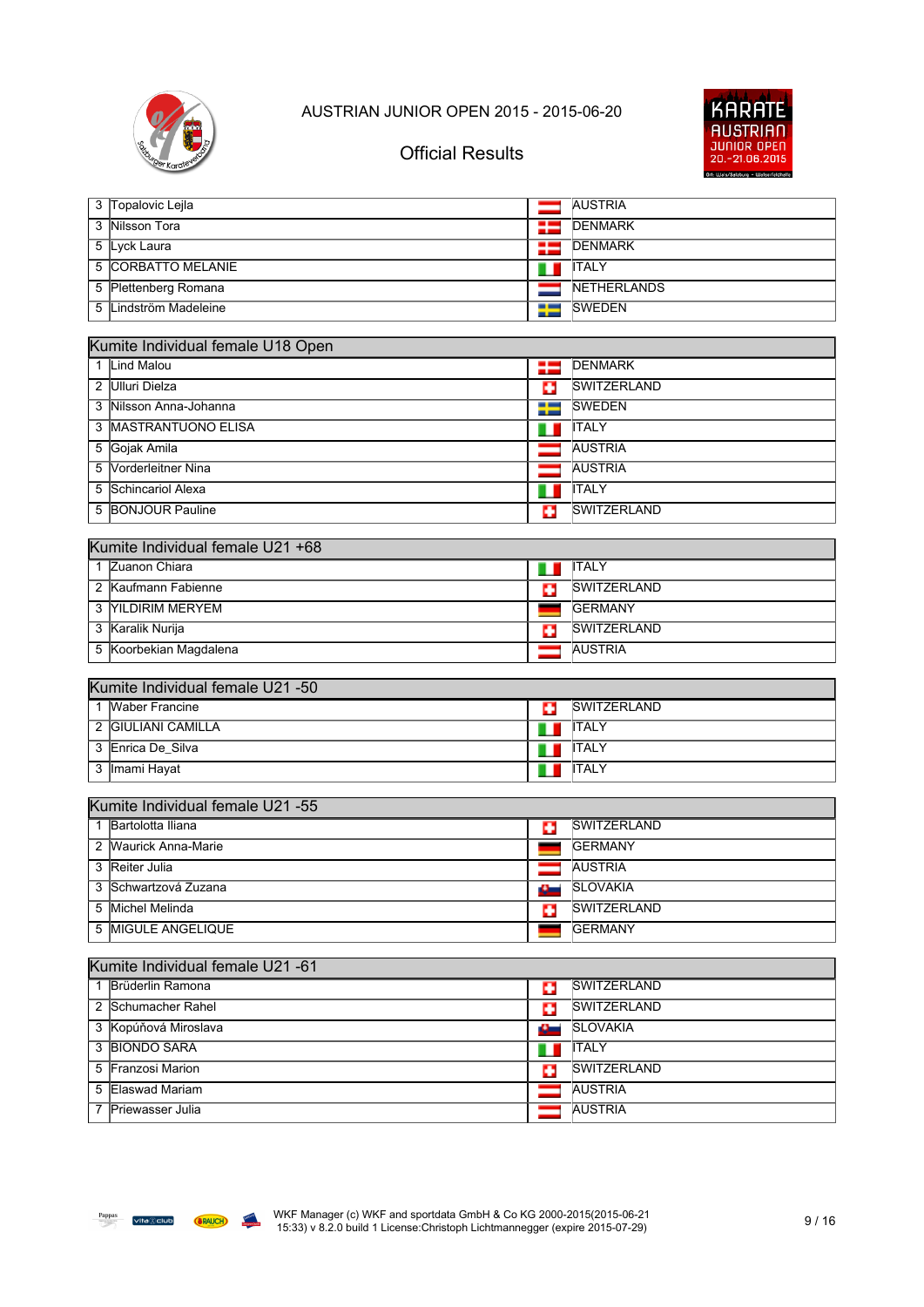AUSTRIAN JUNIOR OPEN 2015 - 2015-06-20

Official Results

| | | |
|---|---|---|
| 3 | Topalovic Lejla | AUSTRIA |
| 3 | Nilsson Tora | DENMARK |
| 5 | Lyck Laura | DENMARK |
| 5 | CORBATTO MELANIE | ITALY |
| 5 | Plettenberg Romana | NETHERLANDS |
| 5 | Lindström Madeleine | SWEDEN |

## Kumite Individual female U18 Open

| | | |
|---|---|---|
| 1 | Lind Malou | DENMARK |
| 2 | Ulluri Dielza | SWITZERLAND |
| 3 | Nilsson Anna-Johanna | SWEDEN |
| 3 | MASTRANTUONO ELISA | ITALY |
| 5 | Gojak Amila | AUSTRIA |
| 5 | Vorderleitner Nina | AUSTRIA |
| 5 | Schincariol Alexa | ITALY |
| 5 | BONJOUR Pauline | SWITZERLAND |

## Kumite Individual female U21 +68

| | | |
|---|---|---|
| 1 | Zuanon Chiara | ITALY |
| 2 | Kaufmann Fabienne | SWITZERLAND |
| 3 | YILDIRIM MERYEM | GERMANY |
| 3 | Karalik Nurija | SWITZERLAND |
| 5 | Koorbekian Magdalena | AUSTRIA |

## Kumite Individual female U21 -50

| | | |
|---|---|---|
| 1 | Waber Francine | SWITZERLAND |
| 2 | GIULIANI CAMILLA | ITALY |
| 3 | Enrica De_Silva | ITALY |
| 3 | Imami Hayat | ITALY |

## Kumite Individual female U21 -55

| | | |
|---|---|---|
| 1 | Bartolotta Iliana | SWITZERLAND |
| 2 | Waurick Anna-Marie | GERMANY |
| 3 | Reiter Julia | AUSTRIA |
| 3 | Schwartzová Zuzana | SLOVAKIA |
| 5 | Michel Melinda | SWITZERLAND |
| 5 | MIGULE ANGELIQUE | GERMANY |

## Kumite Individual female U21 -61

| | | |
|---|---|---|
| 1 | Brüderlin Ramona | SWITZERLAND |
| 2 | Schumacher Rahel | SWITZERLAND |
| 3 | Kopúňová Miroslava | SLOVAKIA |
| 3 | BIONDO SARA | ITALY |
| 5 | Franzosi Marion | SWITZERLAND |
| 5 | Elaswad Mariam | AUSTRIA |
| 7 | Priewasser Julia | AUSTRIA |

WKF Manager (c) WKF and sportdata GmbH & Co KG 2000-2015(2015-06-21 15:33) v 8.2.0 build 1 License:Christoph Lichtmannegger (expire 2015-07-29)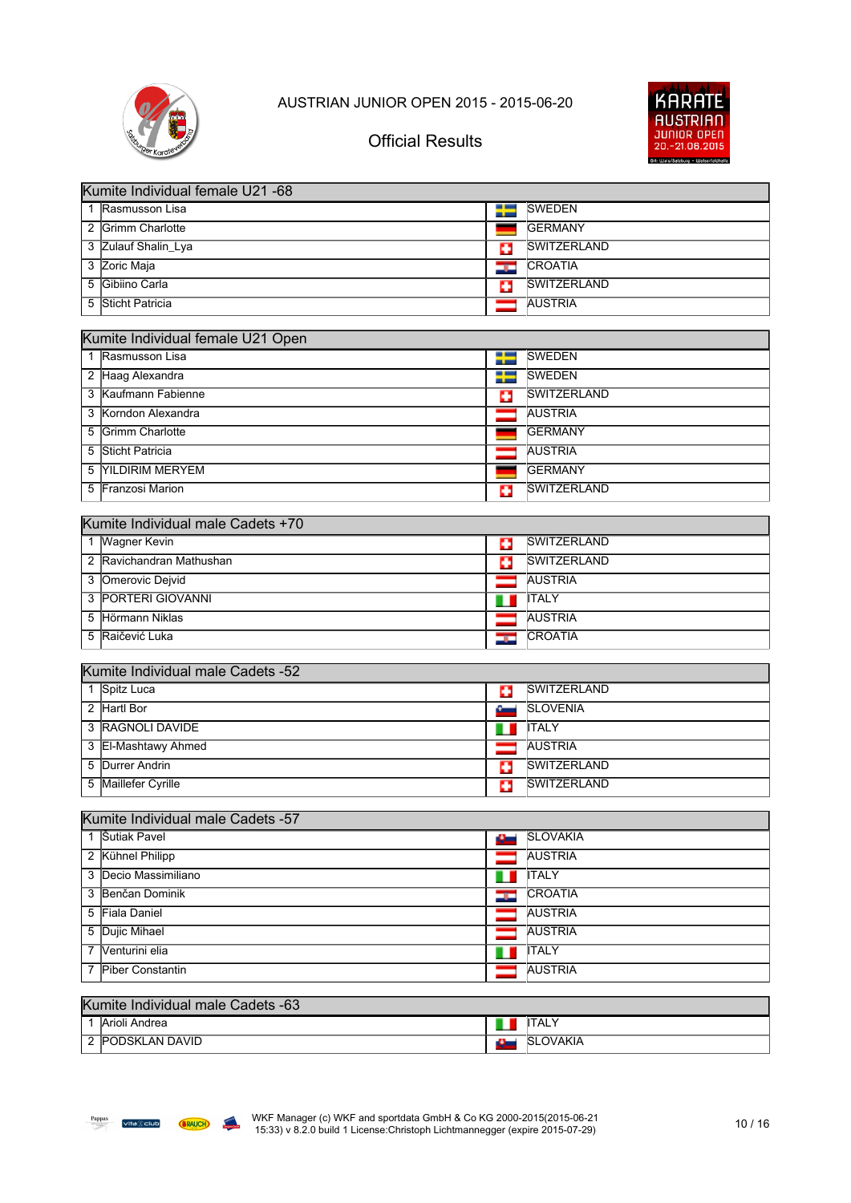AUSTRIAN JUNIOR OPEN 2015 - 2015-06-20

Official Results

| Kumite Individual female U21 -68 | | |
|---|---|---|
| 1 | Rasmusson Lisa | SWEDEN |
| 2 | Grimm Charlotte | GERMANY |
| 3 | Zulauf Shalin_Lya | SWITZERLAND |
| 3 | Zoric Maja | CROATIA |
| 5 | Gibiino Carla | SWITZERLAND |
| 5 | Sticht Patricia | AUSTRIA |

| Kumite Individual female U21 Open | | |
|---|---|---|
| 1 | Rasmusson Lisa | SWEDEN |
| 2 | Haag Alexandra | SWEDEN |
| 3 | Kaufmann Fabienne | SWITZERLAND |
| 3 | Korndon Alexandra | AUSTRIA |
| 5 | Grimm Charlotte | GERMANY |
| 5 | Sticht Patricia | AUSTRIA |
| 5 | YILDIRIM MERYEM | GERMANY |
| 5 | Franzosi Marion | SWITZERLAND |

| Kumite Individual male Cadets +70 | | |
|---|---|---|
| 1 | Wagner Kevin | SWITZERLAND |
| 2 | Ravichandran Mathushan | SWITZERLAND |
| 3 | Omerovic Dejvid | AUSTRIA |
| 3 | PORTERI GIOVANNI | ITALY |
| 5 | Hörmann Niklas | AUSTRIA |
| 5 | Raičević Luka | CROATIA |

| Kumite Individual male Cadets -52 | | |
|---|---|---|
| 1 | Spitz Luca | SWITZERLAND |
| 2 | Hartl Bor | SLOVENIA |
| 3 | RAGNOLI DAVIDE | ITALY |
| 3 | El-Mashtawy Ahmed | AUSTRIA |
| 5 | Durrer Andrin | SWITZERLAND |
| 5 | Maillefer Cyrille | SWITZERLAND |

| Kumite Individual male Cadets -57 | | |
|---|---|---|
| 1 | Sutiak Pavel | SLOVAKIA |
| 2 | Kühnel Philipp | AUSTRIA |
| 3 | Decio Massimiliano | ITALY |
| 3 | Benčan Dominik | CROATIA |
| 5 | Fiala Daniel | AUSTRIA |
| 5 | Dujic Mihael | AUSTRIA |
| 7 | Venturini elia | ITALY |
| 7 | Piber Constantin | AUSTRIA |

| Kumite Individual male Cadets -63 | | |
|---|---|---|
| 1 | Arioli Andrea | ITALY |
| 2 | PODSKLAN DAVID | SLOVAKIA |

WKF Manager (c) WKF and sportdata GmbH & Co KG 2000-2015(2015-06-21 15:33) v 8.2.0 build 1 License:Christoph Lichtmannegger (expire 2015-07-29)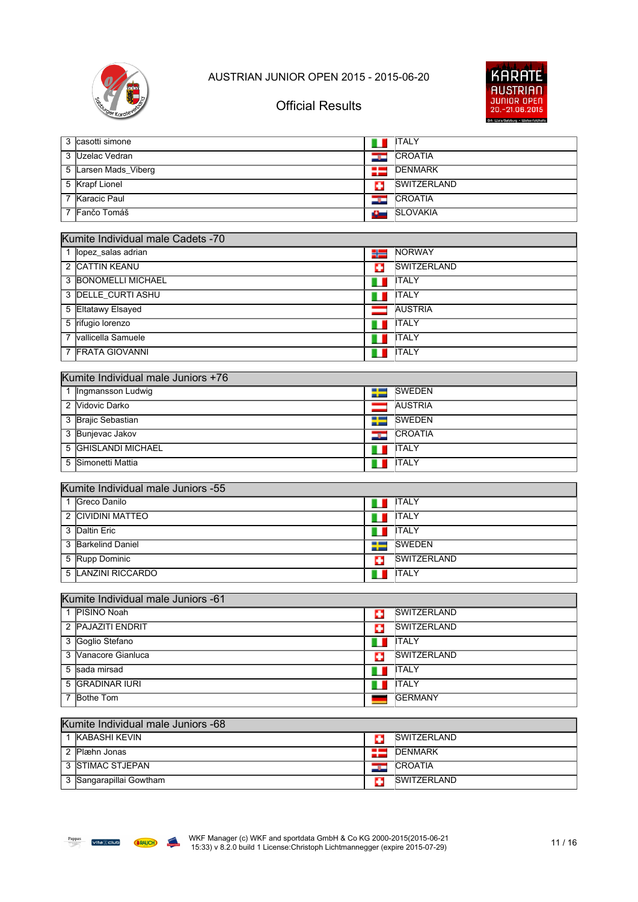AUSTRIAN JUNIOR OPEN 2015 - 2015-06-20

Official Results

| | | |
|---|---|---|
| 3 | casotti simone | ITALY |
| 3 | Uzelac Vedran | CROATIA |
| 5 | Larsen Mads_Viberg | DENMARK |
| 5 | Krapf Lionel | SWITZERLAND |
| 7 | Karacic Paul | CROATIA |
| 7 | Fančo Tomáš | SLOVAKIA |

## Kumite Individual male Cadets -70

| | | |
|---|---|---|
| 1 | lopez_salas adrian | NORWAY |
| 2 | CATTIN KEANU | SWITZERLAND |
| 3 | BONOMELLI MICHAEL | ITALY |
| 3 | DELLE_CURTI ASHU | ITALY |
| 5 | Eltataway Elsayed | AUSTRIA |
| 5 | rifugio lorenzo | ITALY |
| 7 | vallicella Samuele | ITALY |
| 7 | FRATA GIOVANNI | ITALY |

## Kumite Individual male Juniors +76

| | | |
|---|---|---|
| 1 | Ingmansson Ludwig | SWEDEN |
| 2 | Vidovic Darko | AUSTRIA |
| 3 | Brajic Sebastian | SWEDEN |
| 3 | Bunjevac Jakov | CROATIA |
| 5 | GHISLANDI MICHAEL | ITALY |
| 5 | Simonetti Mattia | ITALY |

## Kumite Individual male Juniors -55

| | | |
|---|---|---|
| 1 | Greco Danilo | ITALY |
| 2 | CIVIDINI MATTEO | ITALY |
| 3 | Daltin Eric | ITALY |
| 3 | Barkelind Daniel | SWEDEN |
| 5 | Rupp Dominic | SWITZERLAND |
| 5 | LANZINI RICCARDO | ITALY |

## Kumite Individual male Juniors -61

| | | |
|---|---|---|
| 1 | PISINO Noah | SWITZERLAND |
| 2 | PAJAZITI ENDRIT | SWITZERLAND |
| 3 | Goglio Stefano | ITALY |
| 3 | Vanacore Gianluca | SWITZERLAND |
| 5 | sada mirsad | ITALY |
| 5 | GRADINAR IURI | ITALY |
| 7 | Bothe Tom | GERMANY |

## Kumite Individual male Juniors -68

| | | |
|---|---|---|
| 1 | KABASHI KEVIN | SWITZERLAND |
| 2 | Plæhn Jonas | DENMARK |
| 3 | STIMAC STJEPAN | CROATIA |
| 3 | Sangarapillai Gowtham | SWITZERLAND |

WKF Manager (c) WKF and sportdata GmbH & Co KG 2000-2015(2015-06-21 15:33) v 8.2.0 build 1 License:Christoph Lichtmannegger (expire 2015-07-29)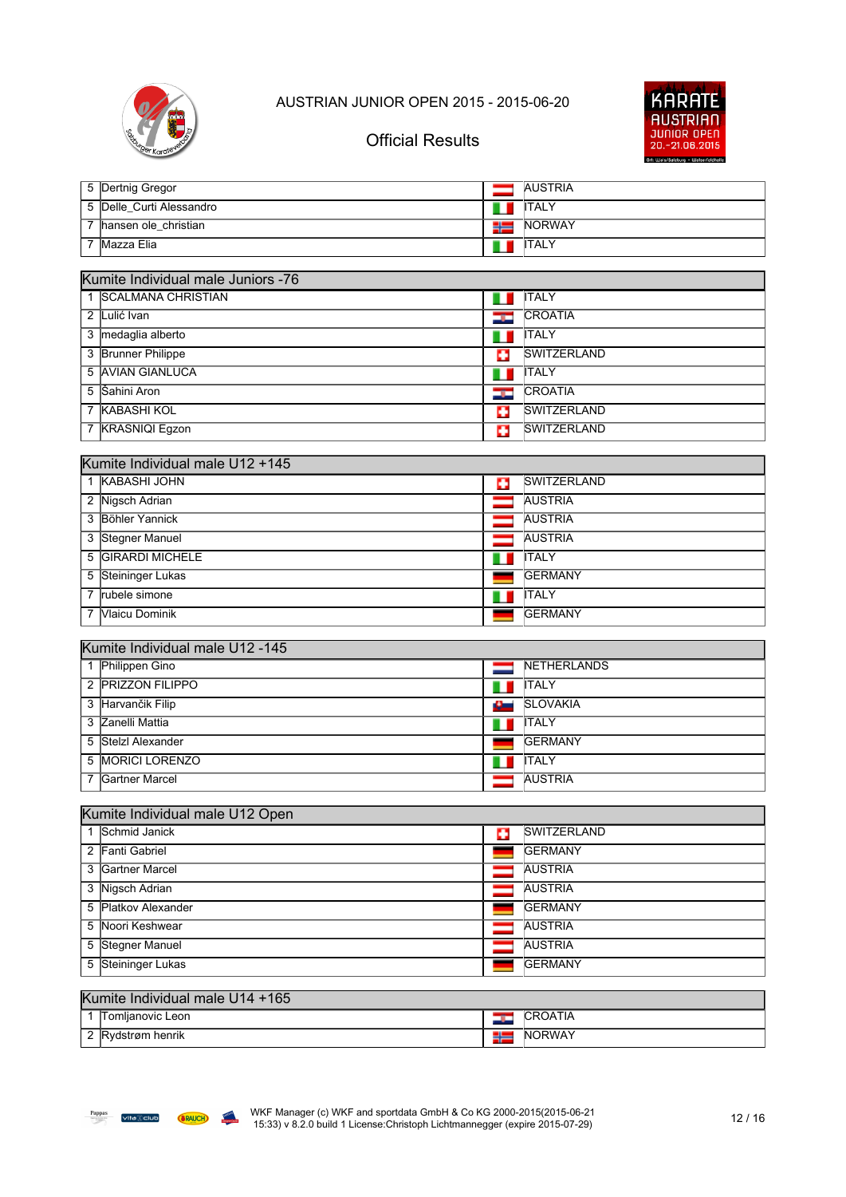AUSTRIAN JUNIOR OPEN 2015 - 2015-06-20

Official Results

| | | |
|---|---|---|
| 5 | Dertnig Gregor | AUSTRIA |
| 5 | Delle_Curti Alessandro | ITALY |
| 7 | hansen ole_christian | NORWAY |
| 7 | Mazza Elia | ITALY |

## Kumite Individual male Juniors -76

| | | |
|---|---|---|
| 1 | SCALMANA CHRISTIAN | ITALY |
| 2 | Lulić Ivan | CROATIA |
| 3 | medaglia alberto | ITALY |
| 3 | Brunner Philippe | SWITZERLAND |
| 5 | AVIAN GIANLUCA | ITALY |
| 5 | Šahini Aron | CROATIA |
| 7 | KABASHI KOL | SWITZERLAND |
| 7 | KRASNIQI Egzon | SWITZERLAND |

## Kumite Individual male U12 +145

| | | |
|---|---|---|
| 1 | KABASHI JOHN | SWITZERLAND |
| 2 | Nigsch Adrian | AUSTRIA |
| 3 | Böhler Yannick | AUSTRIA |
| 3 | Stegner Manuel | AUSTRIA |
| 5 | GIRARDI MICHELE | ITALY |
| 5 | Steininger Lukas | GERMANY |
| 7 | rubele simone | ITALY |
| 7 | Vlaicu Dominik | GERMANY |

## Kumite Individual male U12 -145

| | | |
|---|---|---|
| 1 | Philippen Gino | NETHERLANDS |
| 2 | PRIZZON FILIPPO | ITALY |
| 3 | Harvančik Filip | SLOVAKIA |
| 3 | Zanelli Mattia | ITALY |
| 5 | Stelzl Alexander | GERMANY |
| 5 | MORICI LORENZO | ITALY |
| 7 | Gartner Marcel | AUSTRIA |

## Kumite Individual male U12 Open

| | | |
|---|---|---|
| 1 | Schmid Janick | SWITZERLAND |
| 2 | Fanti Gabriel | GERMANY |
| 3 | Gartner Marcel | AUSTRIA |
| 3 | Nigsch Adrian | AUSTRIA |
| 5 | Platkov Alexander | GERMANY |
| 5 | Noori Keshwear | AUSTRIA |
| 5 | Stegner Manuel | AUSTRIA |
| 5 | Steininger Lukas | GERMANY |

## Kumite Individual male U14 +165

| | | |
|---|---|---|
| 1 | Tomljanovic Leon | CROATIA |
| 2 | Rydstrøm henrik | NORWAY |

WKF Manager (c) WKF and sportdata GmbH & Co KG 2000-2015(2015-06-21 15:33) v 8.2.0 build 1 License:Christoph Lichtmannegger (expire 2015-07-29)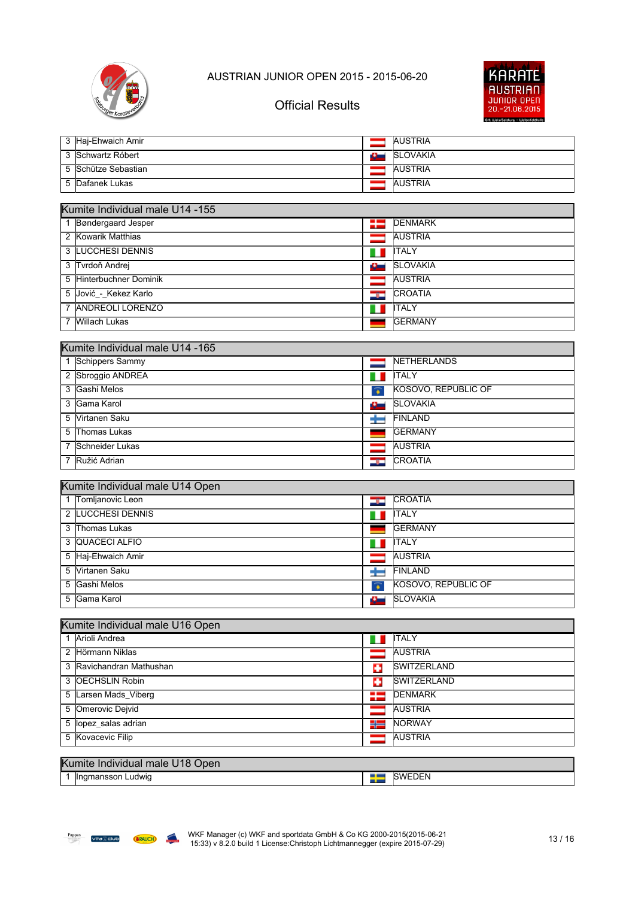AUSTRIAN JUNIOR OPEN 2015 - 2015-06-20

Official Results

| Place | Name | Country |
|---|---|---|
| 3 | Haj-Ehwaich Amir | AUSTRIA |
| 3 | Schwartz Róbert | SLOVAKIA |
| 5 | Schütze Sebastian | AUSTRIA |
| 5 | Dafanek Lukas | AUSTRIA |

## Kumite Individual male U14 -155

| Place | Name | Country |
|---|---|---|
| 1 | Bøndergaard Jesper | DENMARK |
| 2 | Kowarik Matthias | AUSTRIA |
| 3 | LUCCHESI DENNIS | ITALY |
| 3 | Tvrdoň Andrej | SLOVAKIA |
| 5 | Hinterbuchner Dominik | AUSTRIA |
| 5 | Jović_-_Kekez Karlo | CROATIA |
| 7 | ANDREOLI LORENZO | ITALY |
| 7 | Willach Lukas | GERMANY |

## Kumite Individual male U14 -165

| Place | Name | Country |
|---|---|---|
| 1 | Schippers Sammy | NETHERLANDS |
| 2 | Sbroggio ANDREA | ITALY |
| 3 | Gashi Melos | KOSOVO, REPUBLIC OF |
| 3 | Gama Karol | SLOVAKIA |
| 5 | Virtanen Saku | FINLAND |
| 5 | Thomas Lukas | GERMANY |
| 7 | Schneider Lukas | AUSTRIA |
| 7 | Ružić Adrian | CROATIA |

## Kumite Individual male U14 Open

| Place | Name | Country |
|---|---|---|
| 1 | Tomljanovic Leon | CROATIA |
| 2 | LUCCHESI DENNIS | ITALY |
| 3 | Thomas Lukas | GERMANY |
| 3 | QUACECI ALFIO | ITALY |
| 5 | Haj-Ehwaich Amir | AUSTRIA |
| 5 | Virtanen Saku | FINLAND |
| 5 | Gashi Melos | KOSOVO, REPUBLIC OF |
| 5 | Gama Karol | SLOVAKIA |

## Kumite Individual male U16 Open

| Place | Name | Country |
|---|---|---|
| 1 | Arioli Andrea | ITALY |
| 2 | Hörmann Niklas | AUSTRIA |
| 3 | Ravichandran Mathushan | SWITZERLAND |
| 3 | OECHSLIN Robin | SWITZERLAND |
| 5 | Larsen Mads_Viberg | DENMARK |
| 5 | Omerovic Dejvid | AUSTRIA |
| 5 | lopez_salas adrian | NORWAY |
| 5 | Kovacevic Filip | AUSTRIA |

## Kumite Individual male U18 Open

| Place | Name | Country |
|---|---|---|
| 1 | Ingmansson Ludwig | SWEDEN |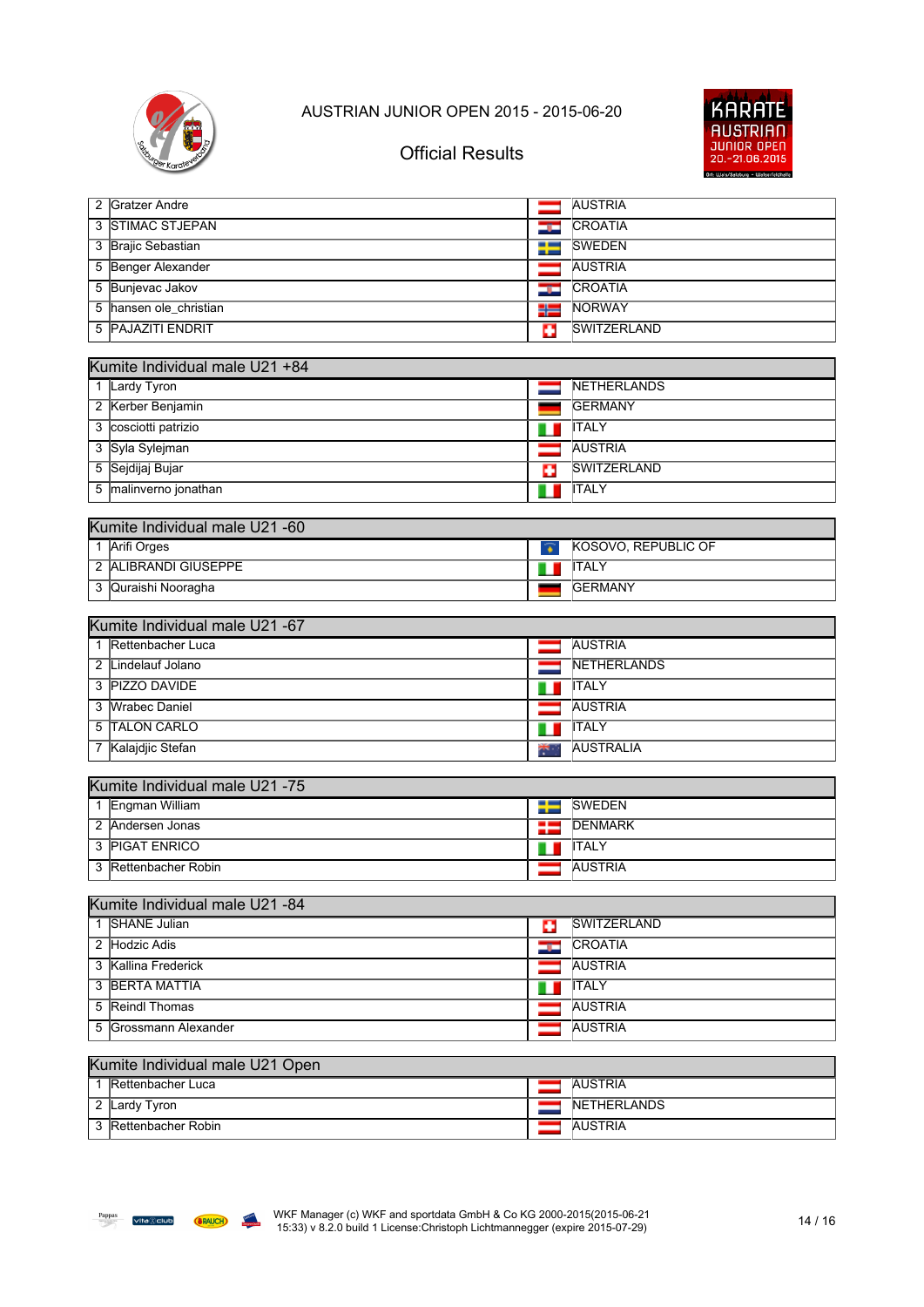AUSTRIAN JUNIOR OPEN 2015 - 2015-06-20

Official Results

| | | |
|---|---|---|
| 2 | Gratzer Andre | AUSTRIA |
| 3 | STIMAC STJEPAN | CROATIA |
| 3 | Brajic Sebastian | SWEDEN |
| 5 | Benger Alexander | AUSTRIA |
| 5 | Bunjevac Jakov | CROATIA |
| 5 | hansen ole_christian | NORWAY |
| 5 | PAJAZITI ENDRIT | SWITZERLAND |

## Kumite Individual male U21 +84

| | | |
|---|---|---|
| 1 | Lardy Tyron | NETHERLANDS |
| 2 | Kerber Benjamin | GERMANY |
| 3 | cosciotti patrizio | ITALY |
| 3 | Syla Sylejman | AUSTRIA |
| 5 | Sejdijaj Bujar | SWITZERLAND |
| 5 | malinverno jonathan | ITALY |

## Kumite Individual male U21 -60

| | | |
|---|---|---|
| 1 | Arifi Orges | KOSOVO, REPUBLIC OF |
| 2 | ALIBRANDI GIUSEPPE | ITALY |
| 3 | Quraishi Nooragha | GERMANY |

## Kumite Individual male U21 -67

| | | |
|---|---|---|
| 1 | Rettenbacher Luca | AUSTRIA |
| 2 | Lindelauf Jolano | NETHERLANDS |
| 3 | PIZZO DAVIDE | ITALY |
| 3 | Wrabec Daniel | AUSTRIA |
| 5 | TALON CARLO | ITALY |
| 7 | Kalajdjic Stefan | AUSTRALIA |

## Kumite Individual male U21 -75

| | | |
|---|---|---|
| 1 | Engman William | SWEDEN |
| 2 | Andersen Jonas | DENMARK |
| 3 | PIGAT ENRICO | ITALY |
| 3 | Rettenbacher Robin | AUSTRIA |

## Kumite Individual male U21 -84

| | | |
|---|---|---|
| 1 | SHANE Julian | SWITZERLAND |
| 2 | Hodzic Adis | CROATIA |
| 3 | Kallina Frederick | AUSTRIA |
| 3 | BERTA MATTIA | ITALY |
| 5 | Reindl Thomas | AUSTRIA |
| 5 | Grossmann Alexander | AUSTRIA |

## Kumite Individual male U21 Open

| | | |
|---|---|---|
| 1 | Rettenbacher Luca | AUSTRIA |
| 2 | Lardy Tyron | NETHERLANDS |
| 3 | Rettenbacher Robin | AUSTRIA |

WKF Manager (c) WKF and sportdata GmbH & Co KG 2000-2015(2015-06-21 15:33) v 8.2.0 build 1 License:Christoph Lichtmannegger (expire 2015-07-29)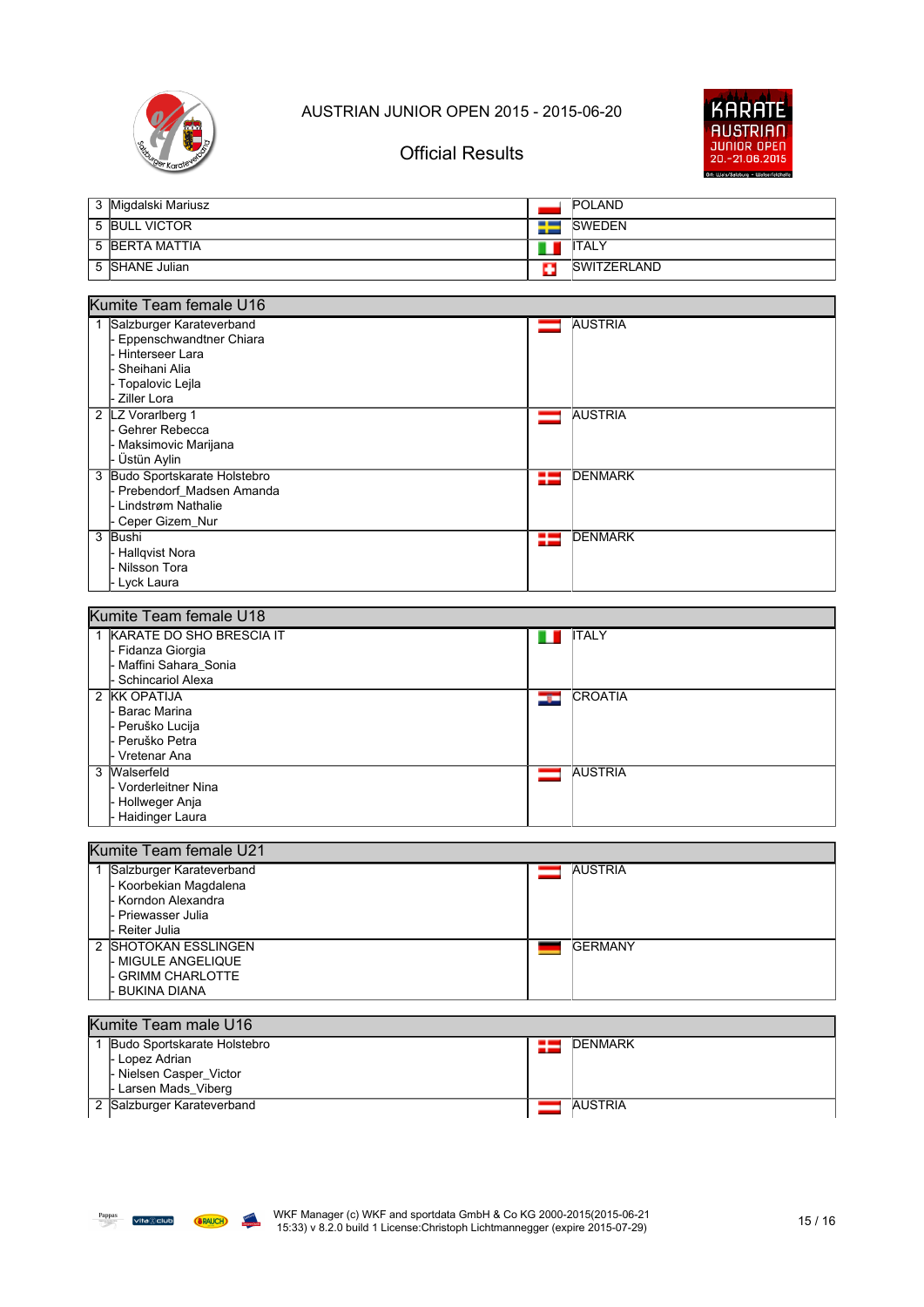# AUSTRIAN JUNIOR OPEN 2015 - 2015-06-20

## Official Results

| | | |
|---|---|---|
| 3 | Migdalski Mariusz | POLAND |
| 5 | BULL VICTOR | SWEDEN |
| 5 | BERTA MATTIA | ITALY |
| 5 | SHANE Julian | SWITZERLAND |

### Kumite Team female U16

| | | |
|---|---|---|
| 1 | Salzburger Karateverband<br>- Eppenschwandtner Chiara<br>- Hinterseer Lara<br>- Sheihani Alia<br>- Topalovic Lejla<br>- Ziller Lora | AUSTRIA |
| 2 | LZ Vorarlberg 1<br>- Gehrer Rebecca<br>- Maksimovic Marijana<br>- Üstün Aylin | AUSTRIA |
| 3 | Budo Sportskarate Holstebro<br>- Prebendorf_Madsen Amanda<br>- Lindstrøm Nathalie<br>- Ceper Gizem_Nur | DENMARK |
| 3 | Bushi<br>- Hallqvist Nora<br>- Nilsson Tora<br>- Lyck Laura | DENMARK |

### Kumite Team female U18

| | | |
|---|---|---|
| 1 | KARATE DO SHO BRESCIA IT<br>- Fidanza Giorgia<br>- Maffini Sahara_Sonia<br>- Schincariol Alexa | ITALY |
| 2 | KK OPATIJA<br>- Barac Marina<br>- Peruško Lucija<br>- Peruško Petra<br>- Vretenar Ana | CROATIA |
| 3 | Walserfeld<br>- Vorderleitner Nina<br>- Hollweger Anja<br>- Haidinger Laura | AUSTRIA |

### Kumite Team female U21

| | | |
|---|---|---|
| 1 | Salzburger Karateverband<br>- Koorbekian Magdalena<br>- Korndon Alexandra<br>- Priewasser Julia<br>- Reiter Julia | AUSTRIA |
| 2 | SHOTOKAN ESSLINGEN<br>- MIGULE ANGELIQUE<br>- GRIMM CHARLOTTE<br>- BUKINA DIANA | GERMANY |

### Kumite Team male U16

| | | |
|---|---|---|
| 1 | Budo Sportskarate Holstebro<br>- Lopez Adrian<br>- Nielsen Casper_Victor<br>- Larsen Mads_Viberg | DENMARK |
| 2 | Salzburger Karateverband | AUSTRIA |

WKF Manager (c) WKF and sportdata GmbH & Co KG 2000-2015(2015-06-21 15:33) v 8.2.0 build 1 License:Christoph Lichtmannegger (expire 2015-07-29)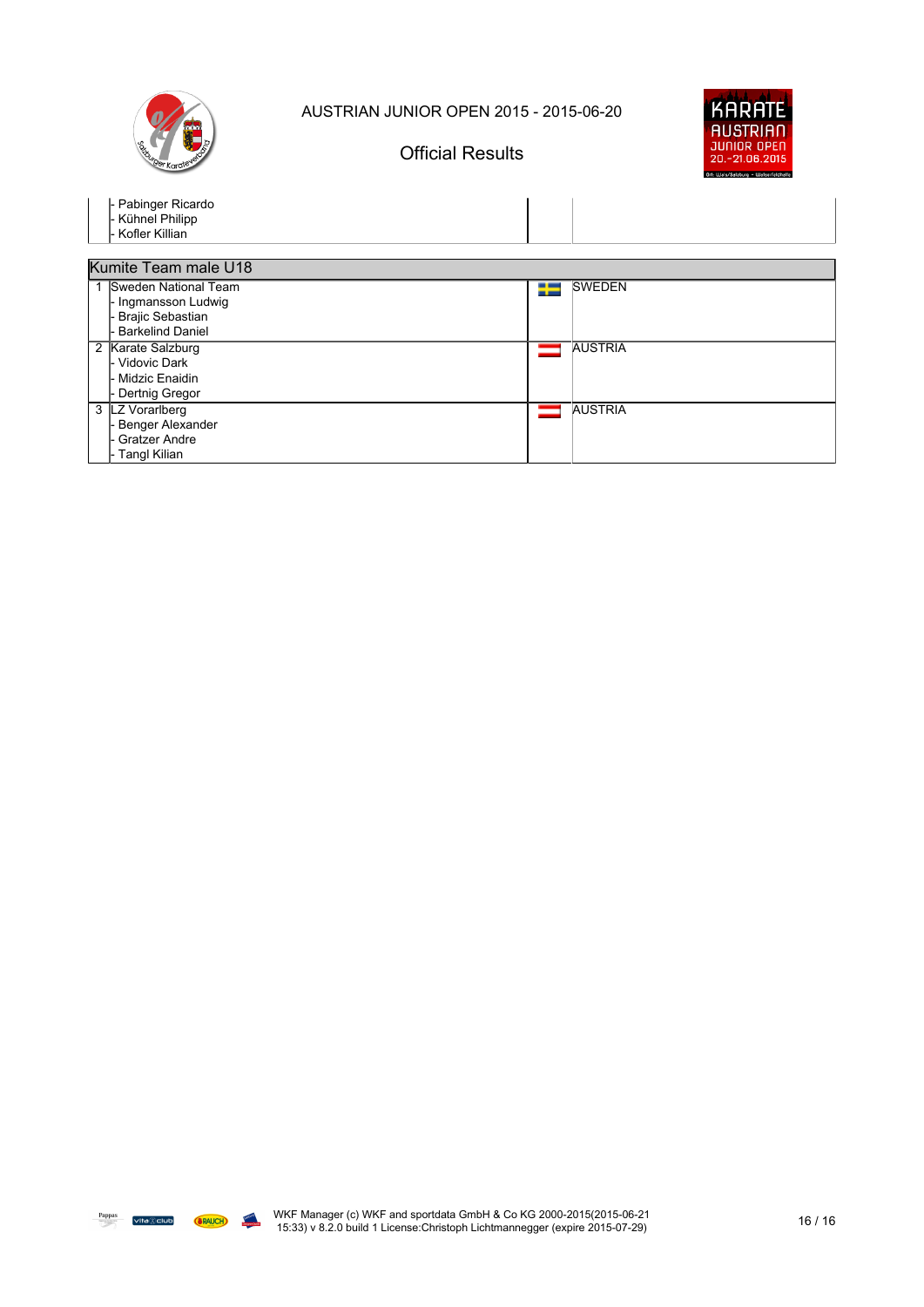| | | | |
|---|---|---|---|
| | - Pabinger Ricardo<br>- Kühnel Philipp<br>- Kofler Killian | | |

## Kumite Team male U18

| | | | |
|---|---|---|---|
| 1 | Sweden National Team<br>- Ingmansson Ludwig<br>- Brajic Sebastian<br>- Barkelind Daniel | | SWEDEN |
| 2 | Karate Salzburg<br>- Vidovic Dark<br>- Midzic Enaidin<br>- Dertnig Gregor | | AUSTRIA |
| 3 | LZ Vorarlberg<br>- Benger Alexander<br>- Gratzer Andre<br>- Tangl Kilian | | AUSTRIA |